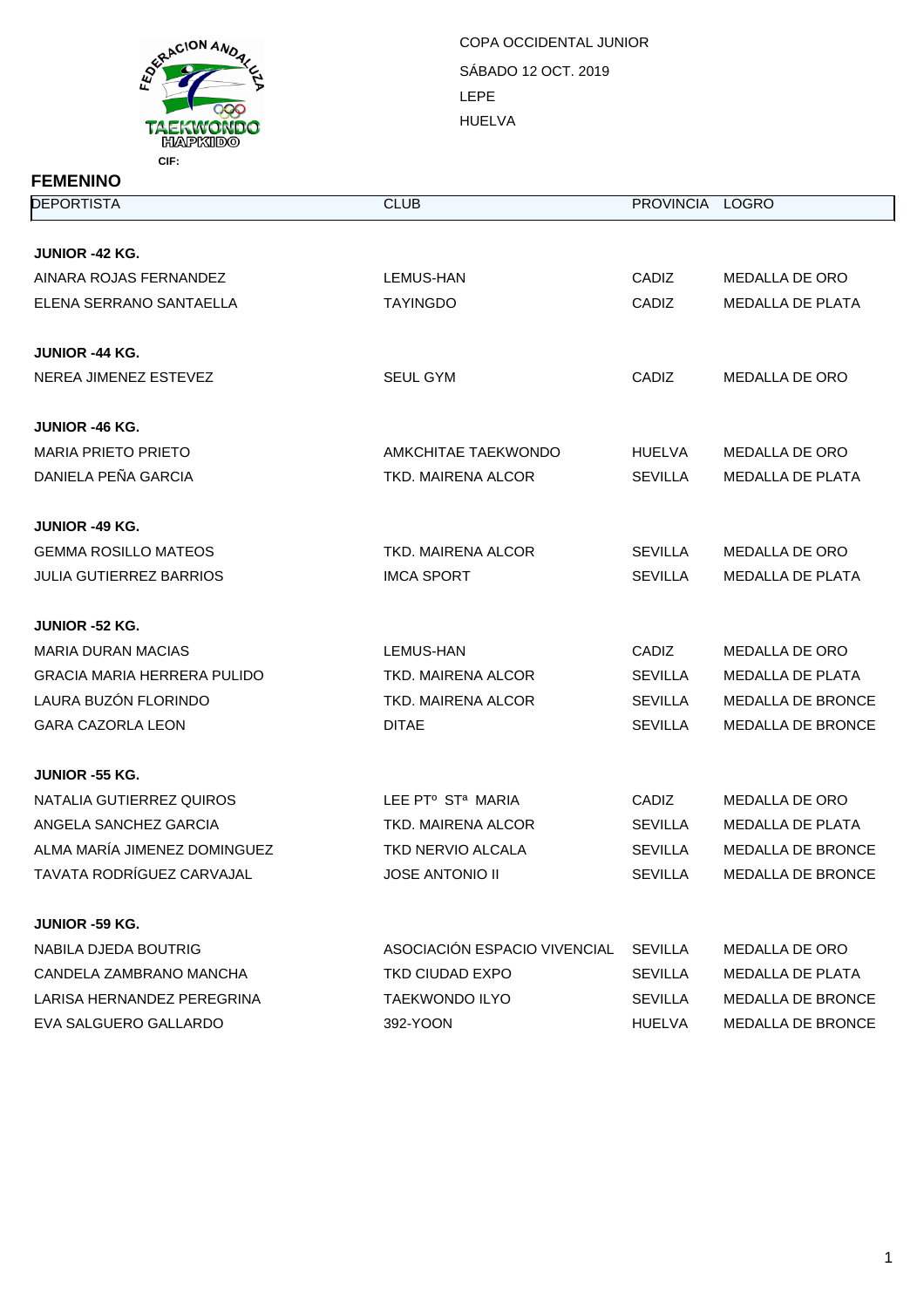FEDERACION ANDALUZA TAEKWONDO HAPKIDO

CIF:

COPA OCCIDENTAL JUNIOR

SÁBADO 12 OCT. 2019

LEPE

HUELVA

## FEMENINO

| DEPORTISTA | CLUB | PROVINCIA | LOGRO |
|---|---|---|---|
| **JUNIOR -42 KG.** | | | |
| AINARA ROJAS FERNANDEZ | LEMUS-HAN | CADIZ | MEDALLA DE ORO |
| ELENA SERRANO SANTAELLA | TAYINGDO | CADIZ | MEDALLA DE PLATA |
| **JUNIOR -44 KG.** | | | |
| NEREA JIMENEZ ESTEVEZ | SEUL GYM | CADIZ | MEDALLA DE ORO |
| **JUNIOR -46 KG.** | | | |
| MARIA PRIETO PRIETO | AMKCHITAE TAEKWONDO | HUELVA | MEDALLA DE ORO |
| DANIELA PEÑA GARCIA | TKD. MAIRENA ALCOR | SEVILLA | MEDALLA DE PLATA |
| **JUNIOR -49 KG.** | | | |
| GEMMA ROSILLO MATEOS | TKD. MAIRENA ALCOR | SEVILLA | MEDALLA DE ORO |
| JULIA GUTIERREZ BARRIOS | IMCA SPORT | SEVILLA | MEDALLA DE PLATA |
| **JUNIOR -52 KG.** | | | |
| MARIA DURAN MACIAS | LEMUS-HAN | CADIZ | MEDALLA DE ORO |
| GRACIA MARIA HERRERA PULIDO | TKD. MAIRENA ALCOR | SEVILLA | MEDALLA DE PLATA |
| LAURA BUZÓN FLORINDO | TKD. MAIRENA ALCOR | SEVILLA | MEDALLA DE BRONCE |
| GARA CAZORLA LEON | DITAE | SEVILLA | MEDALLA DE BRONCE |
| **JUNIOR -55 KG.** | | | |
| NATALIA GUTIERREZ QUIROS | LEE PTº STª MARIA | CADIZ | MEDALLA DE ORO |
| ANGELA SANCHEZ GARCIA | TKD. MAIRENA ALCOR | SEVILLA | MEDALLA DE PLATA |
| ALMA MARÍA JIMENEZ DOMINGUEZ | TKD NERVIO ALCALA | SEVILLA | MEDALLA DE BRONCE |
| TAVATA RODRÍGUEZ CARVAJAL | JOSE ANTONIO II | SEVILLA | MEDALLA DE BRONCE |
| **JUNIOR -59 KG.** | | | |
| NABILA DJEDA BOUTRIG | ASOCIACIÓN ESPACIO VIVENCIAL | SEVILLA | MEDALLA DE ORO |
| CANDELA ZAMBRANO MANCHA | TKD CIUDAD EXPO | SEVILLA | MEDALLA DE PLATA |
| LARISA HERNANDEZ PEREGRINA | TAEKWONDO ILYO | SEVILLA | MEDALLA DE BRONCE |
| EVA SALGUERO GALLARDO | 392-YOON | HUELVA | MEDALLA DE BRONCE |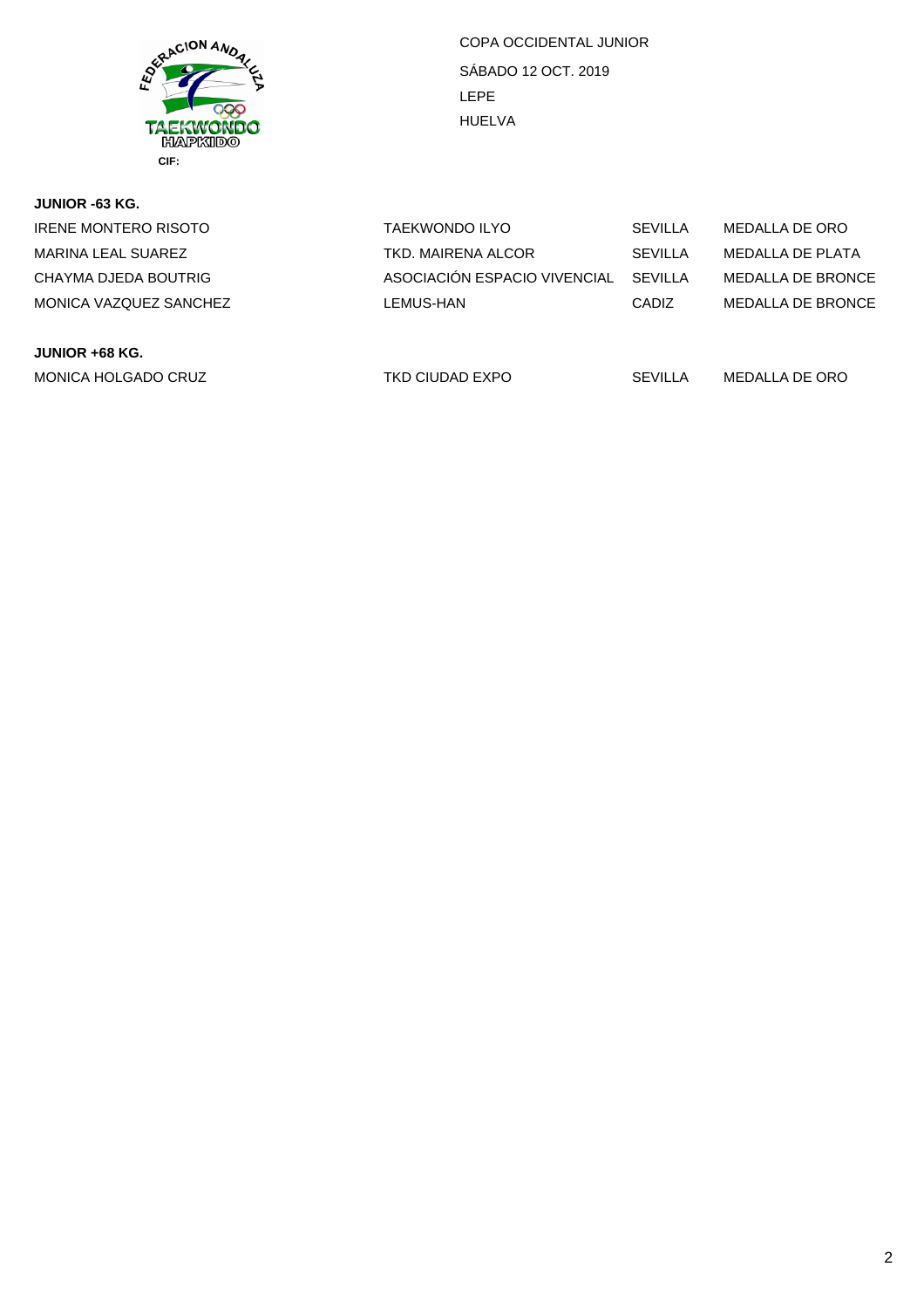FEDERACION ANDALUZA TAEKWONDO HAPKIDO

CIF:

COPA OCCIDENTAL JUNIOR

SÁBADO 12 OCT. 2019

LEPE

HUELVA

**JUNIOR -63 KG.**

| | | | |
|---|---|---|---|
| IRENE MONTERO RISOTO | TAEKWONDO ILYO | SEVILLA | MEDALLA DE ORO |
| MARINA LEAL SUAREZ | TKD. MAIRENA ALCOR | SEVILLA | MEDALLA DE PLATA |
| CHAYMA DJEDA BOUTRIG | ASOCIACIÓN ESPACIO VIVENCIAL | SEVILLA | MEDALLA DE BRONCE |
| MONICA VAZQUEZ SANCHEZ | LEMUS-HAN | CADIZ | MEDALLA DE BRONCE |

**JUNIOR +68 KG.**

| | | | |
|---|---|---|---|
| MONICA HOLGADO CRUZ | TKD CIUDAD EXPO | SEVILLA | MEDALLA DE ORO |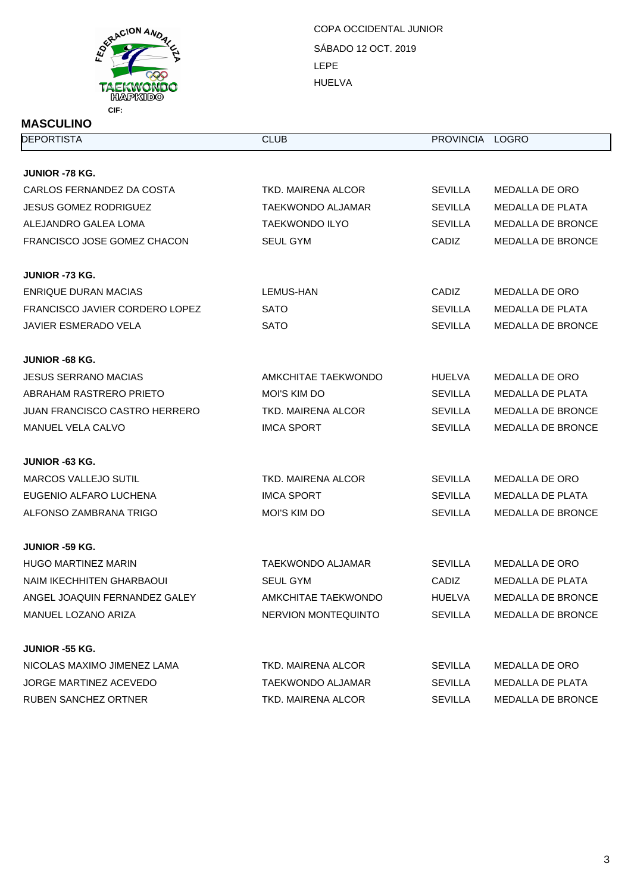COPA OCCIDENTAL JUNIOR

SÁBADO 12 OCT. 2019

LEPE

HUELVA

FEDERACION ANDALUZA TAEKWONDO HAPKIDO

CIF:

## MASCULINO

| DEPORTISTA | CLUB | PROVINCIA | LOGRO |
|---|---|---|---|
| **JUNIOR -78 KG.** | | | |
| CARLOS FERNANDEZ DA COSTA | TKD. MAIRENA ALCOR | SEVILLA | MEDALLA DE ORO |
| JESUS GOMEZ RODRIGUEZ | TAEKWONDO ALJAMAR | SEVILLA | MEDALLA DE PLATA |
| ALEJANDRO GALEA LOMA | TAEKWONDO ILYO | SEVILLA | MEDALLA DE BRONCE |
| FRANCISCO JOSE GOMEZ CHACON | SEUL GYM | CADIZ | MEDALLA DE BRONCE |
| **JUNIOR -73 KG.** | | | |
| ENRIQUE DURAN MACIAS | LEMUS-HAN | CADIZ | MEDALLA DE ORO |
| FRANCISCO JAVIER CORDERO LOPEZ | SATO | SEVILLA | MEDALLA DE PLATA |
| JAVIER ESMERADO VELA | SATO | SEVILLA | MEDALLA DE BRONCE |
| **JUNIOR -68 KG.** | | | |
| JESUS SERRANO MACIAS | AMKCHITAE TAEKWONDO | HUELVA | MEDALLA DE ORO |
| ABRAHAM RASTRERO PRIETO | MOI'S KIM DO | SEVILLA | MEDALLA DE PLATA |
| JUAN FRANCISCO CASTRO HERRERO | TKD. MAIRENA ALCOR | SEVILLA | MEDALLA DE BRONCE |
| MANUEL VELA CALVO | IMCA SPORT | SEVILLA | MEDALLA DE BRONCE |
| **JUNIOR -63 KG.** | | | |
| MARCOS VALLEJO SUTIL | TKD. MAIRENA ALCOR | SEVILLA | MEDALLA DE ORO |
| EUGENIO ALFARO LUCHENA | IMCA SPORT | SEVILLA | MEDALLA DE PLATA |
| ALFONSO ZAMBRANA TRIGO | MOI'S KIM DO | SEVILLA | MEDALLA DE BRONCE |
| **JUNIOR -59 KG.** | | | |
| HUGO MARTINEZ MARIN | TAEKWONDO ALJAMAR | SEVILLA | MEDALLA DE ORO |
| NAIM IKECHHITEN GHARBAOUI | SEUL GYM | CADIZ | MEDALLA DE PLATA |
| ANGEL JOAQUIN FERNANDEZ GALEY | AMKCHITAE TAEKWONDO | HUELVA | MEDALLA DE BRONCE |
| MANUEL LOZANO ARIZA | NERVION MONTEQUINTO | SEVILLA | MEDALLA DE BRONCE |
| **JUNIOR -55 KG.** | | | |
| NICOLAS MAXIMO JIMENEZ LAMA | TKD. MAIRENA ALCOR | SEVILLA | MEDALLA DE ORO |
| JORGE MARTINEZ ACEVEDO | TAEKWONDO ALJAMAR | SEVILLA | MEDALLA DE PLATA |
| RUBEN SANCHEZ ORTNER | TKD. MAIRENA ALCOR | SEVILLA | MEDALLA DE BRONCE |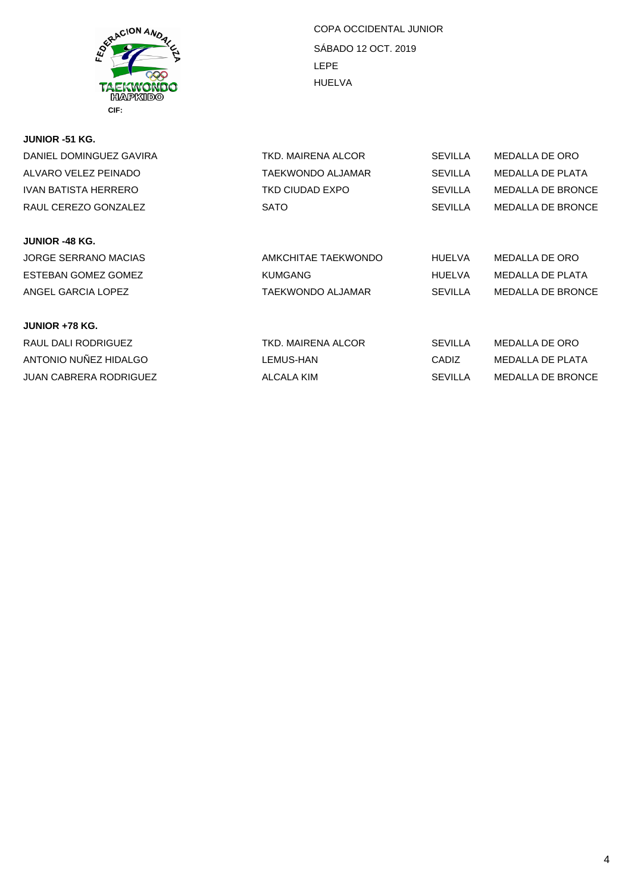FEDERACION ANDALUZA TAEKWONDO HAPKIDO

CIF:

COPA OCCIDENTAL JUNIOR

SÁBADO 12 OCT. 2019

LEPE

HUELVA

**JUNIOR -51 KG.**

| | | | |
|---|---|---|---|
| DANIEL DOMINGUEZ GAVIRA | TKD. MAIRENA ALCOR | SEVILLA | MEDALLA DE ORO |
| ALVARO VELEZ PEINADO | TAEKWONDO ALJAMAR | SEVILLA | MEDALLA DE PLATA |
| IVAN BATISTA HERRERO | TKD CIUDAD EXPO | SEVILLA | MEDALLA DE BRONCE |
| RAUL CEREZO GONZALEZ | SATO | SEVILLA | MEDALLA DE BRONCE |

**JUNIOR -48 KG.**

| | | | |
|---|---|---|---|
| JORGE SERRANO MACIAS | AMKCHITAE TAEKWONDO | HUELVA | MEDALLA DE ORO |
| ESTEBAN GOMEZ GOMEZ | KUMGANG | HUELVA | MEDALLA DE PLATA |
| ANGEL GARCIA LOPEZ | TAEKWONDO ALJAMAR | SEVILLA | MEDALLA DE BRONCE |

**JUNIOR +78 KG.**

| | | | |
|---|---|---|---|
| RAUL DALI RODRIGUEZ | TKD. MAIRENA ALCOR | SEVILLA | MEDALLA DE ORO |
| ANTONIO NUÑEZ HIDALGO | LEMUS-HAN | CADIZ | MEDALLA DE PLATA |
| JUAN CABRERA RODRIGUEZ | ALCALA KIM | SEVILLA | MEDALLA DE BRONCE |